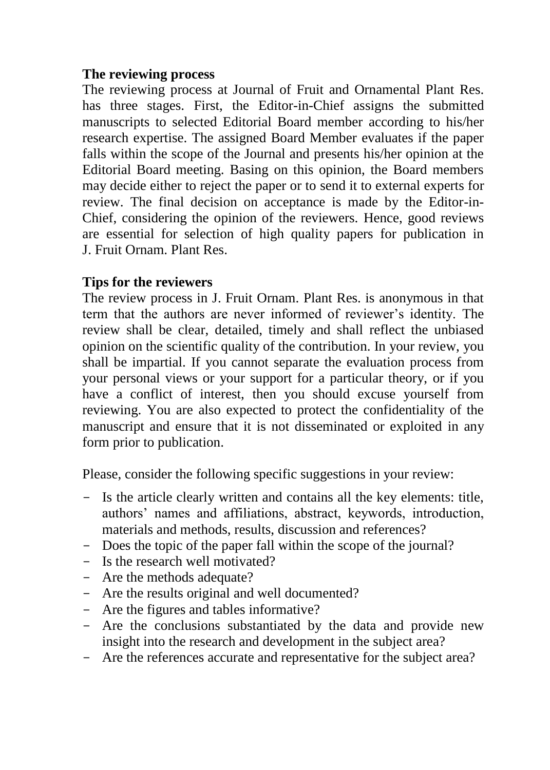**The reviewing process**

The reviewing process at Journal of Fruit and Ornamental Plant Res. has three stages. First, the Editor-in-Chief assigns the submitted manuscripts to selected Editorial Board member according to his/her research expertise. The assigned Board Member evaluates if the paper falls within the scope of the Journal and presents his/her opinion at the Editorial Board meeting. Basing on this opinion, the Board members may decide either to reject the paper or to send it to external experts for review. The final decision on acceptance is made by the Editor-in-Chief, considering the opinion of the reviewers. Hence, good reviews are essential for selection of high quality papers for publication in J. Fruit Ornam. Plant Res.

**Tips for the reviewers**

The review process in J. Fruit Ornam. Plant Res. is anonymous in that term that the authors are never informed of reviewer's identity. The review shall be clear, detailed, timely and shall reflect the unbiased opinion on the scientific quality of the contribution. In your review, you shall be impartial. If you cannot separate the evaluation process from your personal views or your support for a particular theory, or if you have a conflict of interest, then you should excuse yourself from reviewing. You are also expected to protect the confidentiality of the manuscript and ensure that it is not disseminated or exploited in any form prior to publication.

Please, consider the following specific suggestions in your review:

- Is the article clearly written and contains all the key elements: title, authors' names and affiliations, abstract, keywords, introduction, materials and methods, results, discussion and references?
- Does the topic of the paper fall within the scope of the journal?
- Is the research well motivated?
- Are the methods adequate?
- Are the results original and well documented?
- Are the figures and tables informative?
- Are the conclusions substantiated by the data and provide new insight into the research and development in the subject area?
- Are the references accurate and representative for the subject area?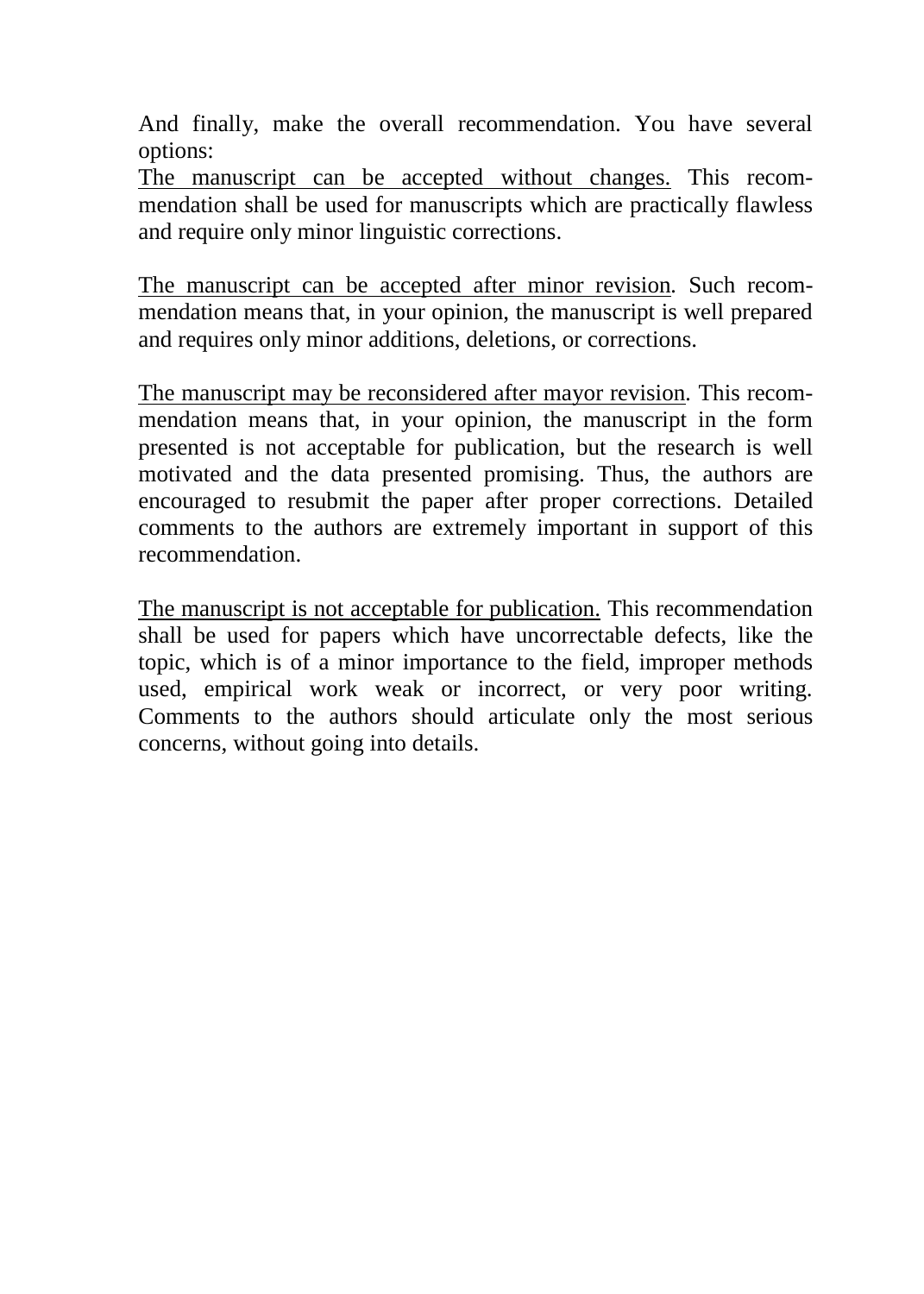And finally, make the overall recommendation. You have several options:

<u>The manuscript can be accepted without changes.</u> This recommendation shall be used for manuscripts which are practically flawless and require only minor linguistic corrections.

<u>The manuscript can be accepted after minor revision</u>. Such recommendation means that, in your opinion, the manuscript is well prepared and requires only minor additions, deletions, or corrections.

<u>The manuscript may be reconsidered after mayor revision</u>. This recommendation means that, in your opinion, the manuscript in the form presented is not acceptable for publication, but the research is well motivated and the data presented promising. Thus, the authors are encouraged to resubmit the paper after proper corrections. Detailed comments to the authors are extremely important in support of this recommendation.

<u>The manuscript is not acceptable for publication.</u> This recommendation shall be used for papers which have uncorrectable defects, like the topic, which is of a minor importance to the field, improper methods used, empirical work weak or incorrect, or very poor writing. Comments to the authors should articulate only the most serious concerns, without going into details.